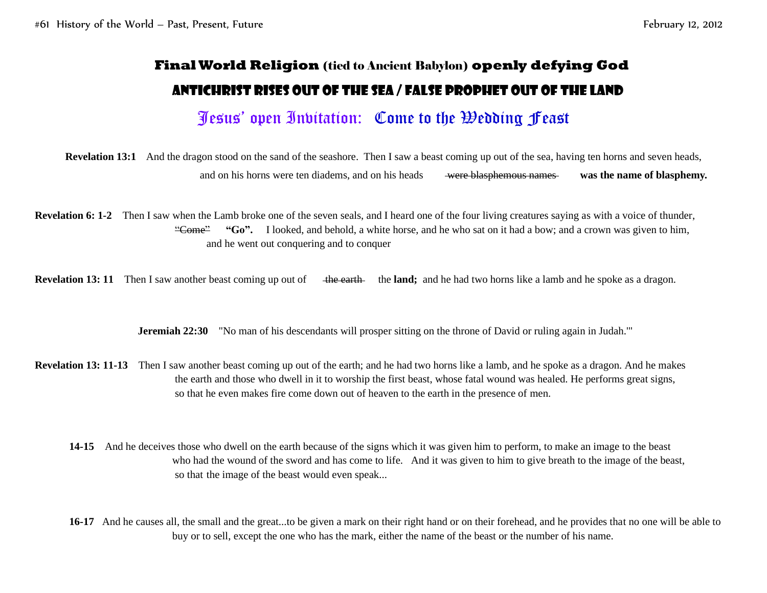# Final World Religion (tied to Ancient Babylon) openly defying God

## ANTICHRIST RISES OUT OF THE SEA / FALSE PROPHET OUT OF THE LAND

## Jesus' open Invitation: Come to the Wedding Feast

**Revelation 13:1** And the dragon stood on the sand of the seashore. Then I saw a beast coming up out of the sea, having ten horns and seven heads, and on his horns were ten diadems, and on his heads ~~were blasphemous names~~ **was the name of blasphemy.**

**Revelation 6: 1-2** Then I saw when the Lamb broke one of the seven seals, and I heard one of the four living creatures saying as with a voice of thunder, ~~"Come"~~ **"Go".** I looked, and behold, a white horse, and he who sat on it had a bow; and a crown was given to him, and he went out conquering and to conquer

**Revelation 13: 11** Then I saw another beast coming up out of ~~the earth~~ the **land;** and he had two horns like a lamb and he spoke as a dragon.

**Jeremiah 22:30** "No man of his descendants will prosper sitting on the throne of David or ruling again in Judah.'"

**Revelation 13: 11-13** Then I saw another beast coming up out of the earth; and he had two horns like a lamb, and he spoke as a dragon. And he makes the earth and those who dwell in it to worship the first beast, whose fatal wound was healed. He performs great signs, so that he even makes fire come down out of heaven to the earth in the presence of men.

**14-15** And he deceives those who dwell on the earth because of the signs which it was given him to perform, to make an image to the beast who had the wound of the sword and has come to life. And it was given to him to give breath to the image of the beast, so that the image of the beast would even speak...

**16-17** And he causes all, the small and the great...to be given a mark on their right hand or on their forehead, and he provides that no one will be able to buy or to sell, except the one who has the mark, either the name of the beast or the number of his name.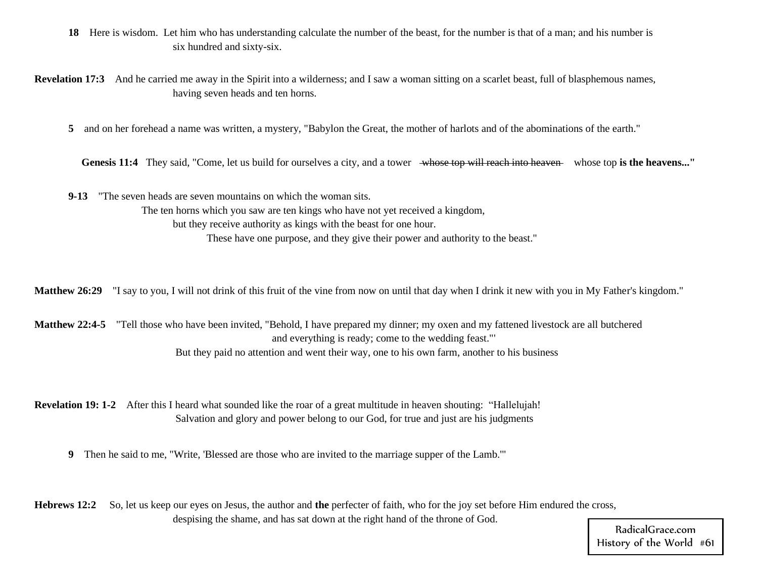**18** Here is wisdom. Let him who has understanding calculate the number of the beast, for the number is that of a man; and his number is six hundred and sixty-six.

**Revelation 17:3** And he carried me away in the Spirit into a wilderness; and I saw a woman sitting on a scarlet beast, full of blasphemous names, having seven heads and ten horns.

**5** and on her forehead a name was written, a mystery, "Babylon the Great, the mother of harlots and of the abominations of the earth."

**Genesis 11:4** They said, "Come, let us build for ourselves a city, and a tower ~~whose top will reach into heaven~~ whose top **is the heavens..."**

**9-13** "The seven heads are seven mountains on which the woman sits.
The ten horns which you saw are ten kings who have not yet received a kingdom,
but they receive authority as kings with the beast for one hour.
These have one purpose, and they give their power and authority to the beast."

**Matthew 26:29** "I say to you, I will not drink of this fruit of the vine from now on until that day when I drink it new with you in My Father's kingdom."

**Matthew 22:4-5** "Tell those who have been invited, "Behold, I have prepared my dinner; my oxen and my fattened livestock are all butchered and everything is ready; come to the wedding feast."'
But they paid no attention and went their way, one to his own farm, another to his business

**Revelation 19: 1-2** After this I heard what sounded like the roar of a great multitude in heaven shouting: "Hallelujah!
Salvation and glory and power belong to our God, for true and just are his judgments

**9** Then he said to me, "Write, 'Blessed are those who are invited to the marriage supper of the Lamb.'"

**Hebrews 12:2** So, let us keep our eyes on Jesus, the author and **the** perfecter of faith, who for the joy set before Him endured the cross, despising the shame, and has sat down at the right hand of the throne of God.

RadicalGrace.com
History of the World #61